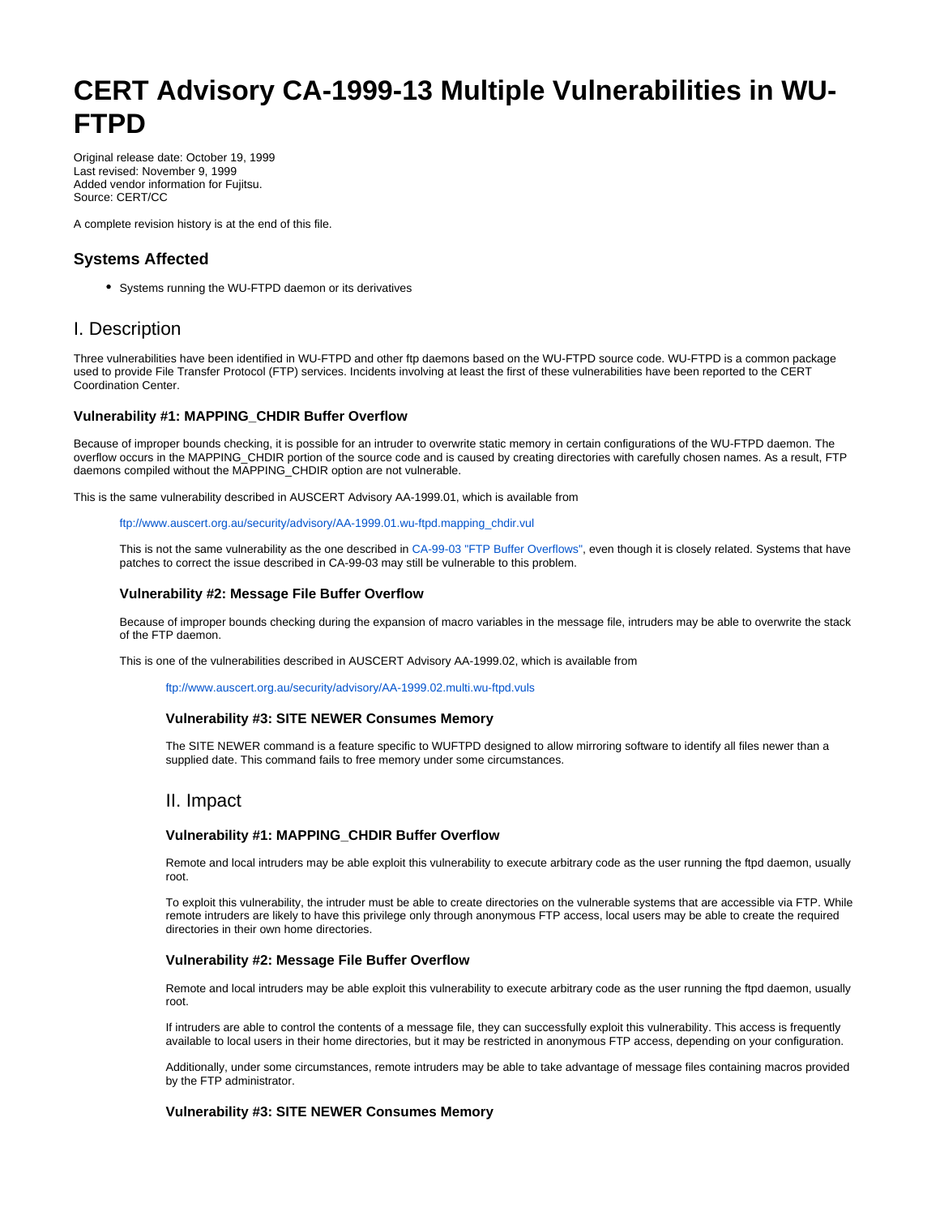# CERT Advisory CA-1999-13 Multiple Vulnerabilities in WU-FTPD

Original release date: October 19, 1999
Last revised: November 9, 1999
Added vendor information for Fujitsu.
Source: CERT/CC

A complete revision history is at the end of this file.

## Systems Affected

- Systems running the WU-FTPD daemon or its derivatives

## I. Description

Three vulnerabilities have been identified in WU-FTPD and other ftp daemons based on the WU-FTPD source code. WU-FTPD is a common package used to provide File Transfer Protocol (FTP) services. Incidents involving at least the first of these vulnerabilities have been reported to the CERT Coordination Center.

### Vulnerability #1: MAPPING_CHDIR Buffer Overflow

Because of improper bounds checking, it is possible for an intruder to overwrite static memory in certain configurations of the WU-FTPD daemon. The overflow occurs in the MAPPING_CHDIR portion of the source code and is caused by creating directories with carefully chosen names. As a result, FTP daemons compiled without the MAPPING_CHDIR option are not vulnerable.

This is the same vulnerability described in AUSCERT Advisory AA-1999.01, which is available from

ftp://www.auscert.org.au/security/advisory/AA-1999.01.wu-ftpd.mapping_chdir.vul

This is not the same vulnerability as the one described in CA-99-03 "FTP Buffer Overflows", even though it is closely related. Systems that have patches to correct the issue described in CA-99-03 may still be vulnerable to this problem.

### Vulnerability #2: Message File Buffer Overflow

Because of improper bounds checking during the expansion of macro variables in the message file, intruders may be able to overwrite the stack of the FTP daemon.

This is one of the vulnerabilities described in AUSCERT Advisory AA-1999.02, which is available from

ftp://www.auscert.org.au/security/advisory/AA-1999.02.multi.wu-ftpd.vuls

### Vulnerability #3: SITE NEWER Consumes Memory

The SITE NEWER command is a feature specific to WUFTPD designed to allow mirroring software to identify all files newer than a supplied date. This command fails to free memory under some circumstances.

## II. Impact

### Vulnerability #1: MAPPING_CHDIR Buffer Overflow

Remote and local intruders may be able exploit this vulnerability to execute arbitrary code as the user running the ftpd daemon, usually root.

To exploit this vulnerability, the intruder must be able to create directories on the vulnerable systems that are accessible via FTP. While remote intruders are likely to have this privilege only through anonymous FTP access, local users may be able to create the required directories in their own home directories.

### Vulnerability #2: Message File Buffer Overflow

Remote and local intruders may be able exploit this vulnerability to execute arbitrary code as the user running the ftpd daemon, usually root.

If intruders are able to control the contents of a message file, they can successfully exploit this vulnerability. This access is frequently available to local users in their home directories, but it may be restricted in anonymous FTP access, depending on your configuration.

Additionally, under some circumstances, remote intruders may be able to take advantage of message files containing macros provided by the FTP administrator.

### Vulnerability #3: SITE NEWER Consumes Memory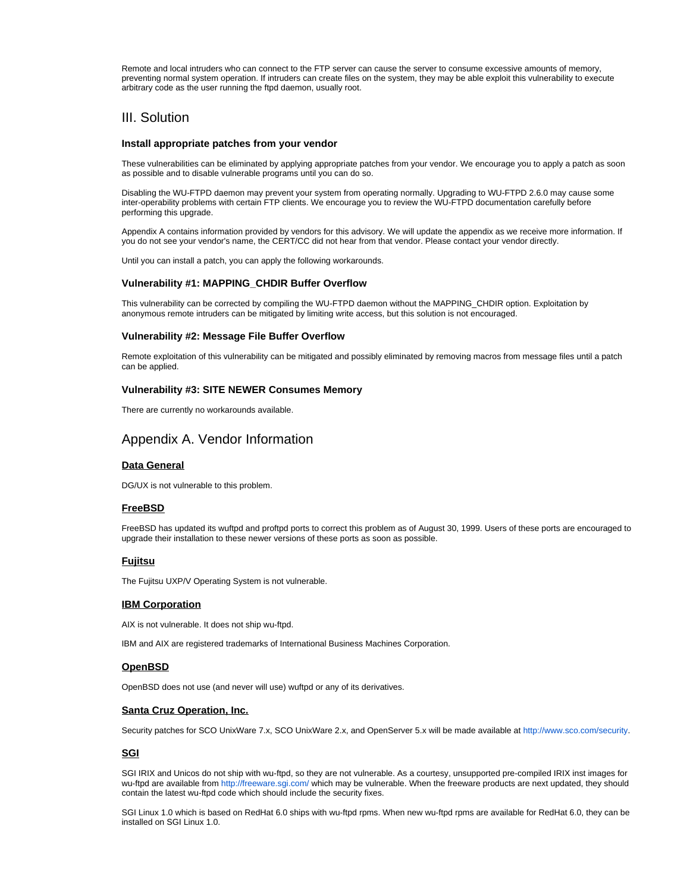Remote and local intruders who can connect to the FTP server can cause the server to consume excessive amounts of memory, preventing normal system operation. If intruders can create files on the system, they may be able exploit this vulnerability to execute arbitrary code as the user running the ftpd daemon, usually root.

## III. Solution

### Install appropriate patches from your vendor

These vulnerabilities can be eliminated by applying appropriate patches from your vendor. We encourage you to apply a patch as soon as possible and to disable vulnerable programs until you can do so.

Disabling the WU-FTPD daemon may prevent your system from operating normally. Upgrading to WU-FTPD 2.6.0 may cause some inter-operability problems with certain FTP clients. We encourage you to review the WU-FTPD documentation carefully before performing this upgrade.

Appendix A contains information provided by vendors for this advisory. We will update the appendix as we receive more information. If you do not see your vendor's name, the CERT/CC did not hear from that vendor. Please contact your vendor directly.

Until you can install a patch, you can apply the following workarounds.

### Vulnerability #1: MAPPING_CHDIR Buffer Overflow

This vulnerability can be corrected by compiling the WU-FTPD daemon without the MAPPING_CHDIR option. Exploitation by anonymous remote intruders can be mitigated by limiting write access, but this solution is not encouraged.

### Vulnerability #2: Message File Buffer Overflow

Remote exploitation of this vulnerability can be mitigated and possibly eliminated by removing macros from message files until a patch can be applied.

### Vulnerability #3: SITE NEWER Consumes Memory

There are currently no workarounds available.

## Appendix A. Vendor Information

### Data General

DG/UX is not vulnerable to this problem.

### FreeBSD

FreeBSD has updated its wuftpd and proftpd ports to correct this problem as of August 30, 1999. Users of these ports are encouraged to upgrade their installation to these newer versions of these ports as soon as possible.

### Fujitsu

The Fujitsu UXP/V Operating System is not vulnerable.

### IBM Corporation

AIX is not vulnerable. It does not ship wu-ftpd.

IBM and AIX are registered trademarks of International Business Machines Corporation.

### OpenBSD

OpenBSD does not use (and never will use) wuftpd or any of its derivatives.

### Santa Cruz Operation, Inc.

Security patches for SCO UnixWare 7.x, SCO UnixWare 2.x, and OpenServer 5.x will be made available at http://www.sco.com/security.

### SGI

SGI IRIX and Unicos do not ship with wu-ftpd, so they are not vulnerable. As a courtesy, unsupported pre-compiled IRIX inst images for wu-ftpd are available from http://freeware.sgi.com/ which may be vulnerable. When the freeware products are next updated, they should contain the latest wu-ftpd code which should include the security fixes.

SGI Linux 1.0 which is based on RedHat 6.0 ships with wu-ftpd rpms. When new wu-ftpd rpms are available for RedHat 6.0, they can be installed on SGI Linux 1.0.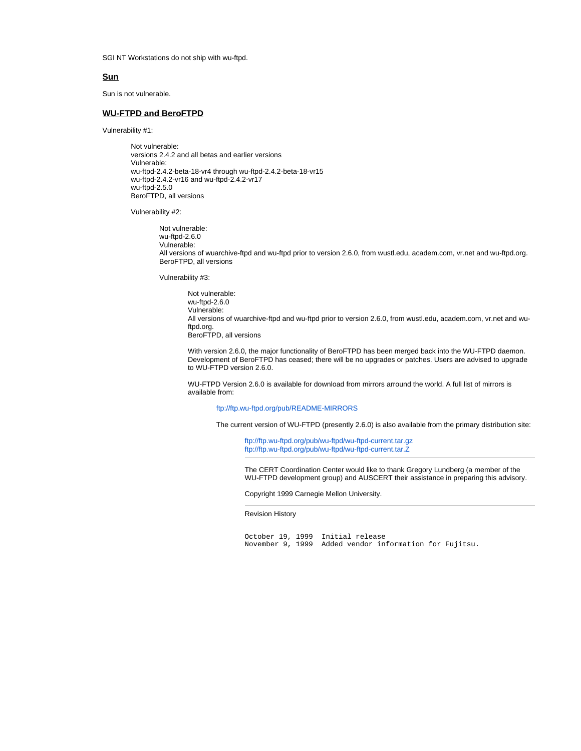SGI NT Workstations do not ship with wu-ftpd.

## Sun

Sun is not vulnerable.

## WU-FTPD and BeroFTPD

Vulnerability #1:

Not vulnerable:
versions 2.4.2 and all betas and earlier versions
Vulnerable:
wu-ftpd-2.4.2-beta-18-vr4 through wu-ftpd-2.4.2-beta-18-vr15
wu-ftpd-2.4.2-vr16 and wu-ftpd-2.4.2-vr17
wu-ftpd-2.5.0
BeroFTPD, all versions

Vulnerability #2:

Not vulnerable:
wu-ftpd-2.6.0
Vulnerable:
All versions of wuarchive-ftpd and wu-ftpd prior to version 2.6.0, from wustl.edu, academ.com, vr.net and wu-ftpd.org.
BeroFTPD, all versions

Vulnerability #3:

Not vulnerable:
wu-ftpd-2.6.0
Vulnerable:
All versions of wuarchive-ftpd and wu-ftpd prior to version 2.6.0, from wustl.edu, academ.com, vr.net and wu-ftpd.org.
BeroFTPD, all versions

With version 2.6.0, the major functionality of BeroFTPD has been merged back into the WU-FTPD daemon. Development of BeroFTPD has ceased; there will be no upgrades or patches. Users are advised to upgrade to WU-FTPD version 2.6.0.

WU-FTPD Version 2.6.0 is available for download from mirrors arround the world. A full list of mirrors is available from:

ftp://ftp.wu-ftpd.org/pub/README-MIRRORS

The current version of WU-FTPD (presently 2.6.0) is also available from the primary distribution site:

ftp://ftp.wu-ftpd.org/pub/wu-ftpd/wu-ftpd-current.tar.gz
ftp://ftp.wu-ftpd.org/pub/wu-ftpd/wu-ftpd-current.tar.Z

---

The CERT Coordination Center would like to thank Gregory Lundberg (a member of the WU-FTPD development group) and AUSCERT their assistance in preparing this advisory.

Copyright 1999 Carnegie Mellon University.

---

Revision History

```
October 19, 1999  Initial release
November 9, 1999  Added vendor information for Fujitsu.
```